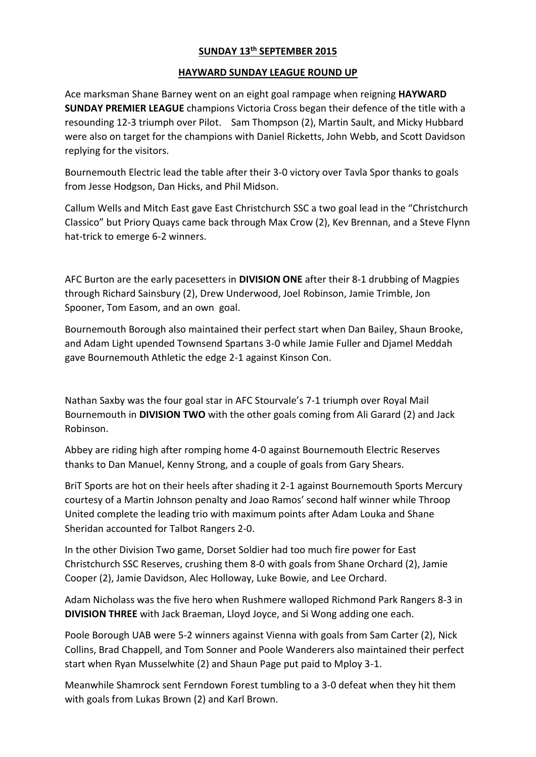**SUNDAY 13th SEPTEMBER 2015**

**HAYWARD SUNDAY LEAGUE ROUND UP**

Ace marksman Shane Barney went on an eight goal rampage when reigning **HAYWARD SUNDAY PREMIER LEAGUE** champions Victoria Cross began their defence of the title with a resounding 12-3 triumph over Pilot. Sam Thompson (2), Martin Sault, and Micky Hubbard were also on target for the champions with Daniel Ricketts, John Webb, and Scott Davidson replying for the visitors.

Bournemouth Electric lead the table after their 3-0 victory over Tavla Spor thanks to goals from Jesse Hodgson, Dan Hicks, and Phil Midson.

Callum Wells and Mitch East gave East Christchurch SSC a two goal lead in the "Christchurch Classico" but Priory Quays came back through Max Crow (2), Kev Brennan, and a Steve Flynn hat-trick to emerge 6-2 winners.

AFC Burton are the early pacesetters in **DIVISION ONE** after their 8-1 drubbing of Magpies through Richard Sainsbury (2), Drew Underwood, Joel Robinson, Jamie Trimble, Jon Spooner, Tom Easom, and an own goal.

Bournemouth Borough also maintained their perfect start when Dan Bailey, Shaun Brooke, and Adam Light upended Townsend Spartans 3-0 while Jamie Fuller and Djamel Meddah gave Bournemouth Athletic the edge 2-1 against Kinson Con.

Nathan Saxby was the four goal star in AFC Stourvale's 7-1 triumph over Royal Mail Bournemouth in **DIVISION TWO** with the other goals coming from Ali Garard (2) and Jack Robinson.

Abbey are riding high after romping home 4-0 against Bournemouth Electric Reserves thanks to Dan Manuel, Kenny Strong, and a couple of goals from Gary Shears.

BriT Sports are hot on their heels after shading it 2-1 against Bournemouth Sports Mercury courtesy of a Martin Johnson penalty and Joao Ramos' second half winner while Throop United complete the leading trio with maximum points after Adam Louka and Shane Sheridan accounted for Talbot Rangers 2-0.

In the other Division Two game, Dorset Soldier had too much fire power for East Christchurch SSC Reserves, crushing them 8-0 with goals from Shane Orchard (2), Jamie Cooper (2), Jamie Davidson, Alec Holloway, Luke Bowie, and Lee Orchard.

Adam Nicholass was the five hero when Rushmere walloped Richmond Park Rangers 8-3 in **DIVISION THREE** with Jack Braeman, Lloyd Joyce, and Si Wong adding one each.

Poole Borough UAB were 5-2 winners against Vienna with goals from Sam Carter (2), Nick Collins, Brad Chappell, and Tom Sonner and Poole Wanderers also maintained their perfect start when Ryan Musselwhite (2) and Shaun Page put paid to Mploy 3-1.

Meanwhile Shamrock sent Ferndown Forest tumbling to a 3-0 defeat when they hit them with goals from Lukas Brown (2) and Karl Brown.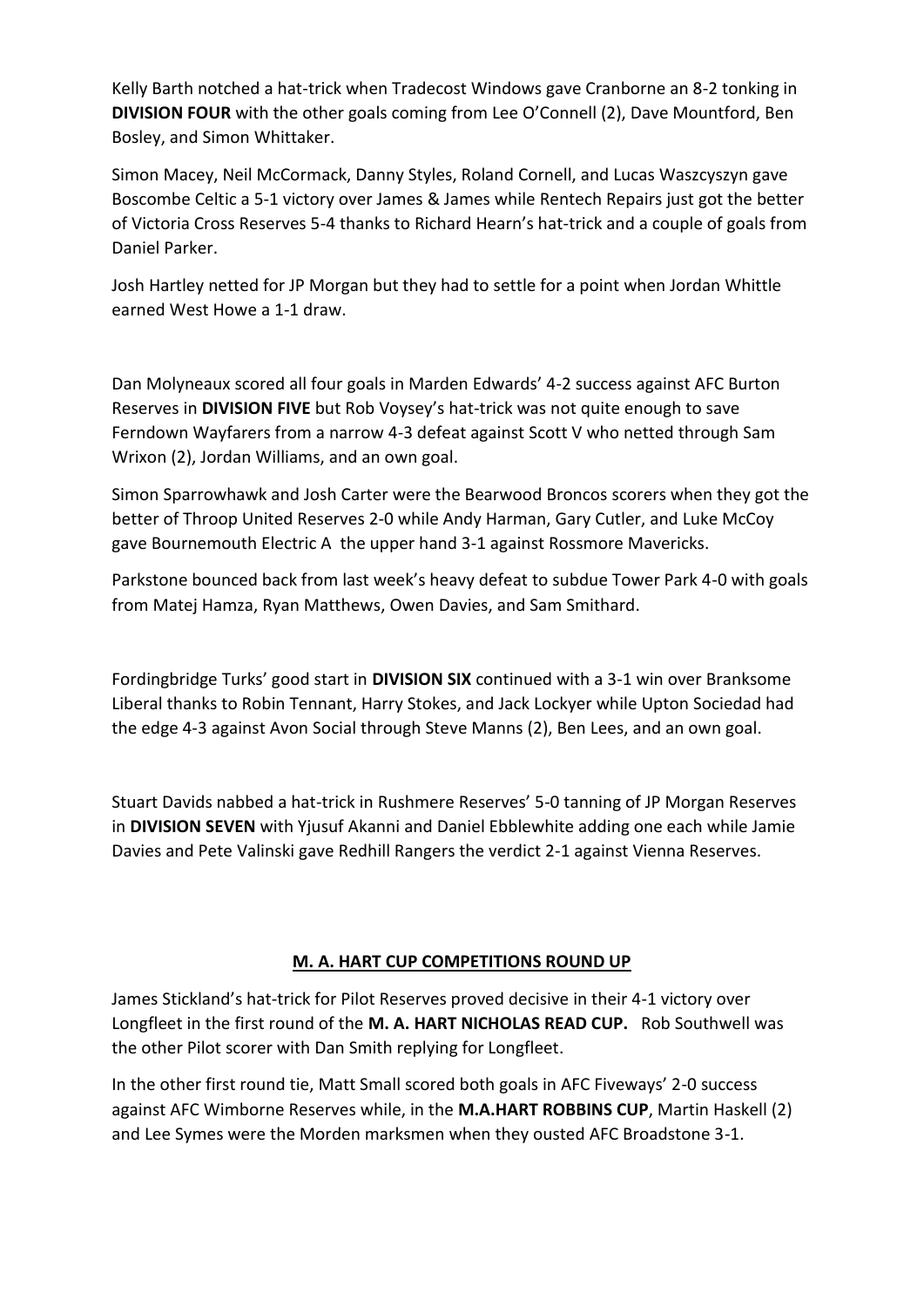Kelly Barth notched a hat-trick when Tradecost Windows gave Cranborne an 8-2 tonking in **DIVISION FOUR** with the other goals coming from Lee O'Connell (2), Dave Mountford, Ben Bosley, and Simon Whittaker.

Simon Macey, Neil McCormack, Danny Styles, Roland Cornell, and Lucas Waszcyszyn gave Boscombe Celtic a 5-1 victory over James & James while Rentech Repairs just got the better of Victoria Cross Reserves 5-4 thanks to Richard Hearn's hat-trick and a couple of goals from Daniel Parker.

Josh Hartley netted for JP Morgan but they had to settle for a point when Jordan Whittle earned West Howe a 1-1 draw.

Dan Molyneaux scored all four goals in Marden Edwards' 4-2 success against AFC Burton Reserves in **DIVISION FIVE** but Rob Voysey's hat-trick was not quite enough to save Ferndown Wayfarers from a narrow 4-3 defeat against Scott V who netted through Sam Wrixon (2), Jordan Williams, and an own goal.

Simon Sparrowhawk and Josh Carter were the Bearwood Broncos scorers when they got the better of Throop United Reserves 2-0 while Andy Harman, Gary Cutler, and Luke McCoy gave Bournemouth Electric A the upper hand 3-1 against Rossmore Mavericks.

Parkstone bounced back from last week's heavy defeat to subdue Tower Park 4-0 with goals from Matej Hamza, Ryan Matthews, Owen Davies, and Sam Smithard.

Fordingbridge Turks' good start in **DIVISION SIX** continued with a 3-1 win over Branksome Liberal thanks to Robin Tennant, Harry Stokes, and Jack Lockyer while Upton Sociedad had the edge 4-3 against Avon Social through Steve Manns (2), Ben Lees, and an own goal.

Stuart Davids nabbed a hat-trick in Rushmere Reserves' 5-0 tanning of JP Morgan Reserves in **DIVISION SEVEN** with Yjusuf Akanni and Daniel Ebblewhite adding one each while Jamie Davies and Pete Valinski gave Redhill Rangers the verdict 2-1 against Vienna Reserves.

## M. A. HART CUP COMPETITIONS ROUND UP

James Stickland's hat-trick for Pilot Reserves proved decisive in their 4-1 victory over Longfleet in the first round of the **M. A. HART NICHOLAS READ CUP.** Rob Southwell was the other Pilot scorer with Dan Smith replying for Longfleet.

In the other first round tie, Matt Small scored both goals in AFC Fiveways' 2-0 success against AFC Wimborne Reserves while, in the **M.A.HART ROBBINS CUP**, Martin Haskell (2) and Lee Symes were the Morden marksmen when they ousted AFC Broadstone 3-1.